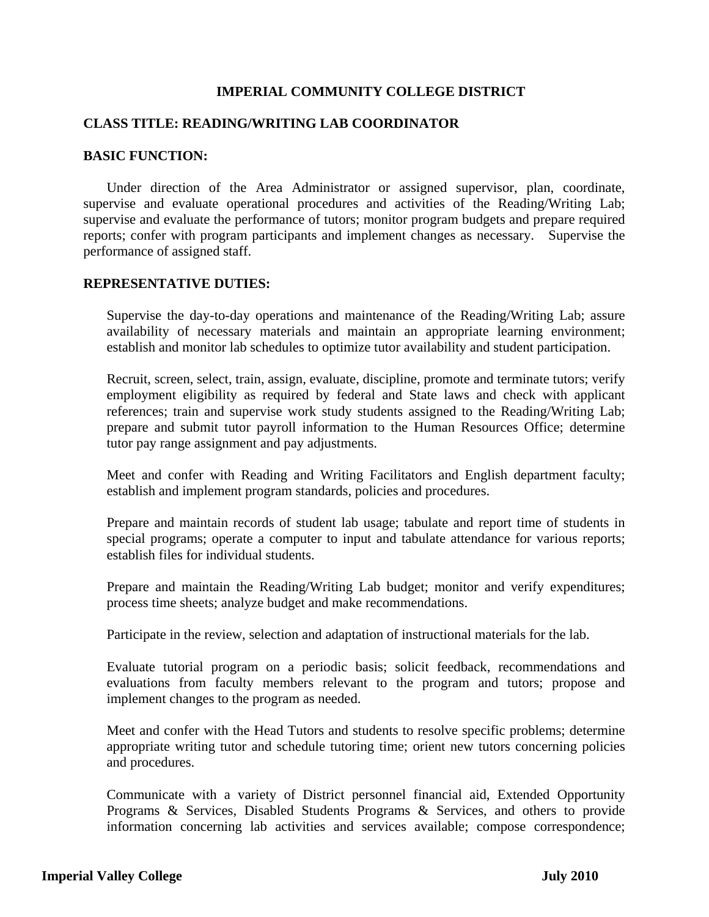# IMPERIAL COMMUNITY COLLEGE DISTRICT

## CLASS TITLE: READING/WRITING LAB COORDINATOR

## BASIC FUNCTION:

Under direction of the Area Administrator or assigned supervisor, plan, coordinate, supervise and evaluate operational procedures and activities of the Reading/Writing Lab; supervise and evaluate the performance of tutors; monitor program budgets and prepare required reports; confer with program participants and implement changes as necessary. Supervise the performance of assigned staff.

## REPRESENTATIVE DUTIES:

Supervise the day-to-day operations and maintenance of the Reading/Writing Lab; assure availability of necessary materials and maintain an appropriate learning environment; establish and monitor lab schedules to optimize tutor availability and student participation.

Recruit, screen, select, train, assign, evaluate, discipline, promote and terminate tutors; verify employment eligibility as required by federal and State laws and check with applicant references; train and supervise work study students assigned to the Reading/Writing Lab; prepare and submit tutor payroll information to the Human Resources Office; determine tutor pay range assignment and pay adjustments.

Meet and confer with Reading and Writing Facilitators and English department faculty; establish and implement program standards, policies and procedures.

Prepare and maintain records of student lab usage; tabulate and report time of students in special programs; operate a computer to input and tabulate attendance for various reports; establish files for individual students.

Prepare and maintain the Reading/Writing Lab budget; monitor and verify expenditures; process time sheets; analyze budget and make recommendations.

Participate in the review, selection and adaptation of instructional materials for the lab.

Evaluate tutorial program on a periodic basis; solicit feedback, recommendations and evaluations from faculty members relevant to the program and tutors; propose and implement changes to the program as needed.

Meet and confer with the Head Tutors and students to resolve specific problems; determine appropriate writing tutor and schedule tutoring time; orient new tutors concerning policies and procedures.

Communicate with a variety of District personnel financial aid, Extended Opportunity Programs & Services, Disabled Students Programs & Services, and others to provide information concerning lab activities and services available; compose correspondence;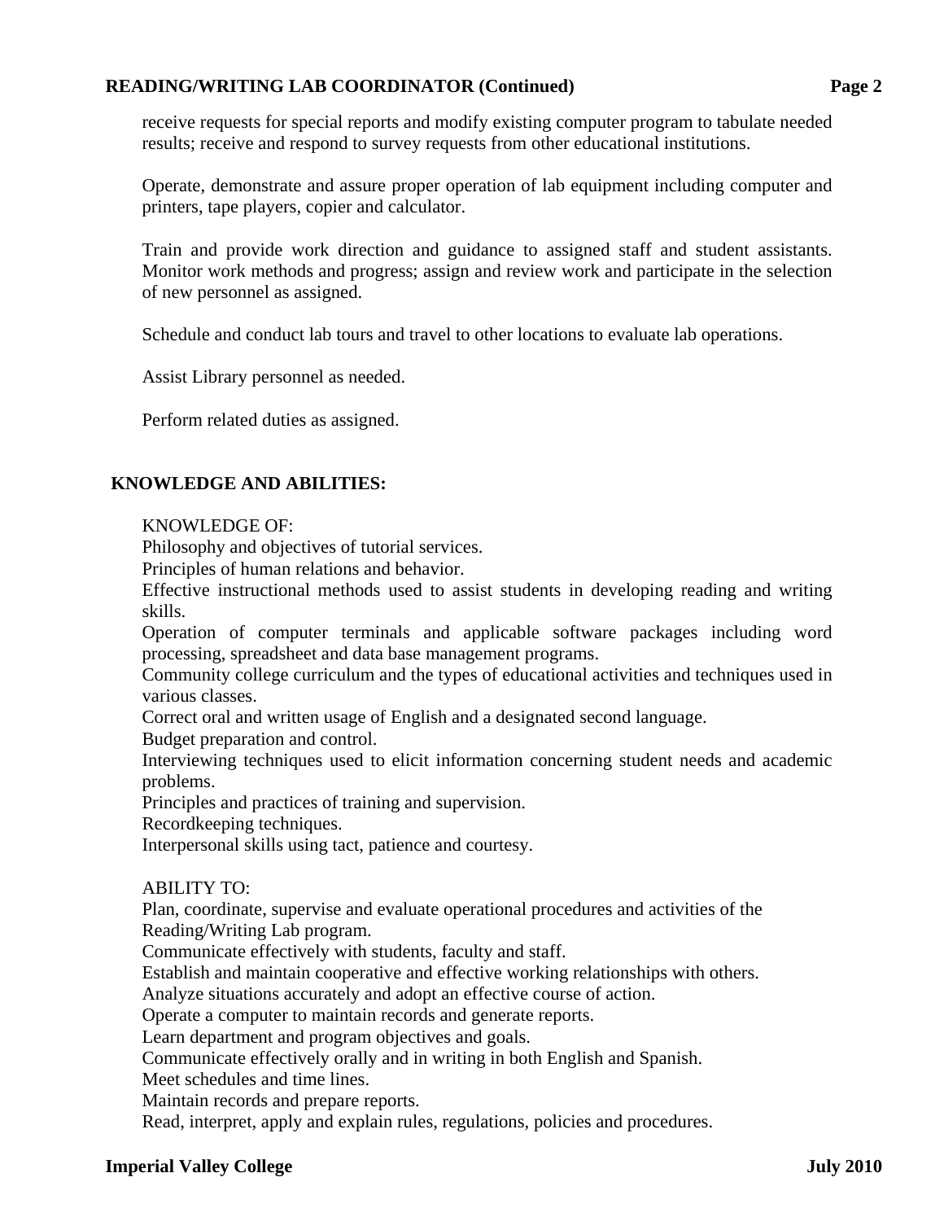receive requests for special reports and modify existing computer program to tabulate needed results; receive and respond to survey requests from other educational institutions.

Operate, demonstrate and assure proper operation of lab equipment including computer and printers, tape players, copier and calculator.

Train and provide work direction and guidance to assigned staff and student assistants. Monitor work methods and progress; assign and review work and participate in the selection of new personnel as assigned.

Schedule and conduct lab tours and travel to other locations to evaluate lab operations.

Assist Library personnel as needed.

Perform related duties as assigned.

## KNOWLEDGE AND ABILITIES:

KNOWLEDGE OF:
Philosophy and objectives of tutorial services.
Principles of human relations and behavior.
Effective instructional methods used to assist students in developing reading and writing skills.
Operation of computer terminals and applicable software packages including word processing, spreadsheet and data base management programs.
Community college curriculum and the types of educational activities and techniques used in various classes.
Correct oral and written usage of English and a designated second language.
Budget preparation and control.
Interviewing techniques used to elicit information concerning student needs and academic problems.
Principles and practices of training and supervision.
Recordkeeping techniques.
Interpersonal skills using tact, patience and courtesy.

ABILITY TO:
Plan, coordinate, supervise and evaluate operational procedures and activities of the Reading/Writing Lab program.
Communicate effectively with students, faculty and staff.
Establish and maintain cooperative and effective working relationships with others.
Analyze situations accurately and adopt an effective course of action.
Operate a computer to maintain records and generate reports.
Learn department and program objectives and goals.
Communicate effectively orally and in writing in both English and Spanish.
Meet schedules and time lines.
Maintain records and prepare reports.
Read, interpret, apply and explain rules, regulations, policies and procedures.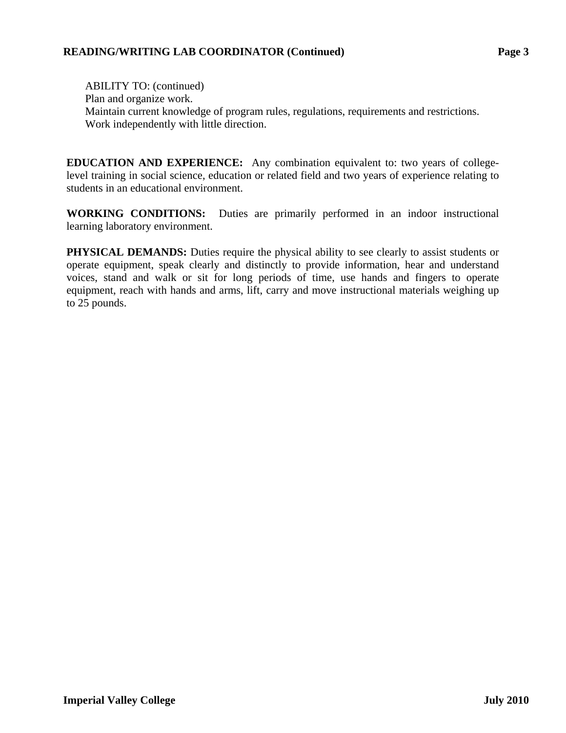ABILITY TO: (continued)
Plan and organize work.
Maintain current knowledge of program rules, regulations, requirements and restrictions.
Work independently with little direction.

**EDUCATION AND EXPERIENCE:** Any combination equivalent to: two years of college-level training in social science, education or related field and two years of experience relating to students in an educational environment.

**WORKING CONDITIONS:** Duties are primarily performed in an indoor instructional learning laboratory environment.

**PHYSICAL DEMANDS:** Duties require the physical ability to see clearly to assist students or operate equipment, speak clearly and distinctly to provide information, hear and understand voices, stand and walk or sit for long periods of time, use hands and fingers to operate equipment, reach with hands and arms, lift, carry and move instructional materials weighing up to 25 pounds.